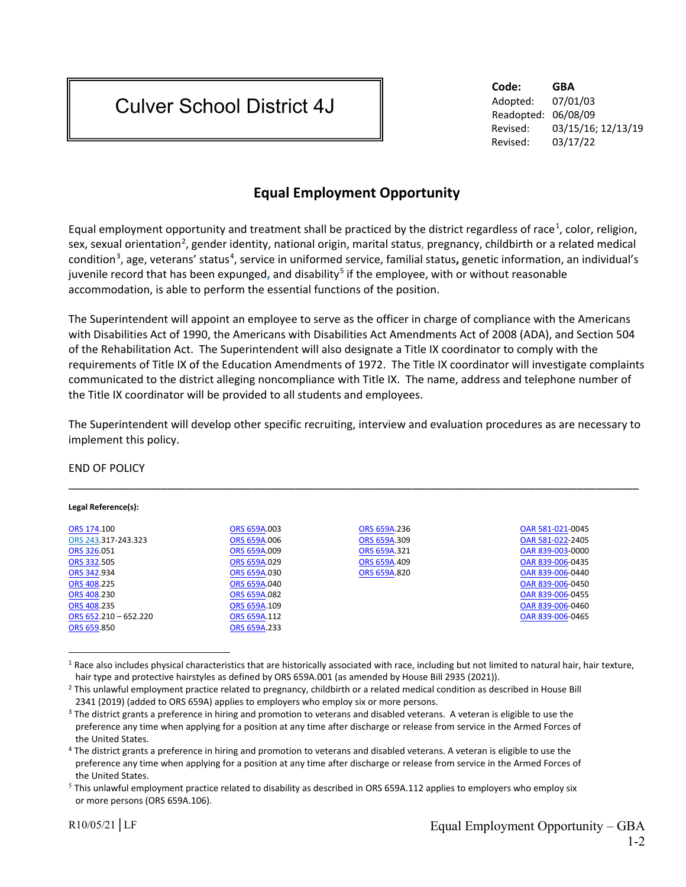| Culver School District 4J |
|---|

| | |
|---|---|
| **Code:** | **GBA** |
| Adopted: | 07/01/03 |
| Readopted: | 06/08/09 |
| Revised: | 03/15/16; 12/13/19 |
| Revised: | 03/17/22 |

## Equal Employment Opportunity

Equal employment opportunity and treatment shall be practiced by the district regardless of race[1], color, religion, sex, sexual orientation[2], gender identity, national origin, marital status, pregnancy, childbirth or a related medical condition[3], age, veterans' status[4], service in uniformed service, familial status, genetic information, an individual's juvenile record that has been expunged, and disability[5] if the employee, with or without reasonable accommodation, is able to perform the essential functions of the position.

The Superintendent will appoint an employee to serve as the officer in charge of compliance with the Americans with Disabilities Act of 1990, the Americans with Disabilities Act Amendments Act of 2008 (ADA), and Section 504 of the Rehabilitation Act. The Superintendent will also designate a Title IX coordinator to comply with the requirements of Title IX of the Education Amendments of 1972. The Title IX coordinator will investigate complaints communicated to the district alleging noncompliance with Title IX. The name, address and telephone number of the Title IX coordinator will be provided to all students and employees.

The Superintendent will develop other specific recruiting, interview and evaluation procedures as are necessary to implement this policy.

END OF POLICY

---

**Legal Reference(s):**

| | | | |
|---|---|---|---|
| ORS 174.100 | ORS 659A.003 | ORS 659A.236 | OAR 581-021-0045 |
| ORS 243.317-243.323 | ORS 659A.006 | ORS 659A.309 | OAR 581-022-2405 |
| ORS 326.051 | ORS 659A.009 | ORS 659A.321 | OAR 839-003-0000 |
| ORS 332.505 | ORS 659A.029 | ORS 659A.409 | OAR 839-006-0435 |
| ORS 342.934 | ORS 659A.030 | ORS 659A.820 | OAR 839-006-0440 |
| ORS 408.225 | ORS 659A.040 | | OAR 839-006-0450 |
| ORS 408.230 | ORS 659A.082 | | OAR 839-006-0455 |
| ORS 408.235 | ORS 659A.109 | | OAR 839-006-0460 |
| ORS 652.210 – 652.220 | ORS 659A.112 | | OAR 839-006-0465 |
| ORS 659.850 | ORS 659A.233 | | |

---

[1] Race also includes physical characteristics that are historically associated with race, including but not limited to natural hair, hair texture, hair type and protective hairstyles as defined by ORS 659A.001 (as amended by House Bill 2935 (2021)).

[2] This unlawful employment practice related to pregnancy, childbirth or a related medical condition as described in House Bill 2341 (2019) (added to ORS 659A) applies to employers who employ six or more persons.

[3] The district grants a preference in hiring and promotion to veterans and disabled veterans. A veteran is eligible to use the preference any time when applying for a position at any time after discharge or release from service in the Armed Forces of the United States.

[4] The district grants a preference in hiring and promotion to veterans and disabled veterans. A veteran is eligible to use the preference any time when applying for a position at any time after discharge or release from service in the Armed Forces of the United States.

[5] This unlawful employment practice related to disability as described in ORS 659A.112 applies to employers who employ six or more persons (ORS 659A.106).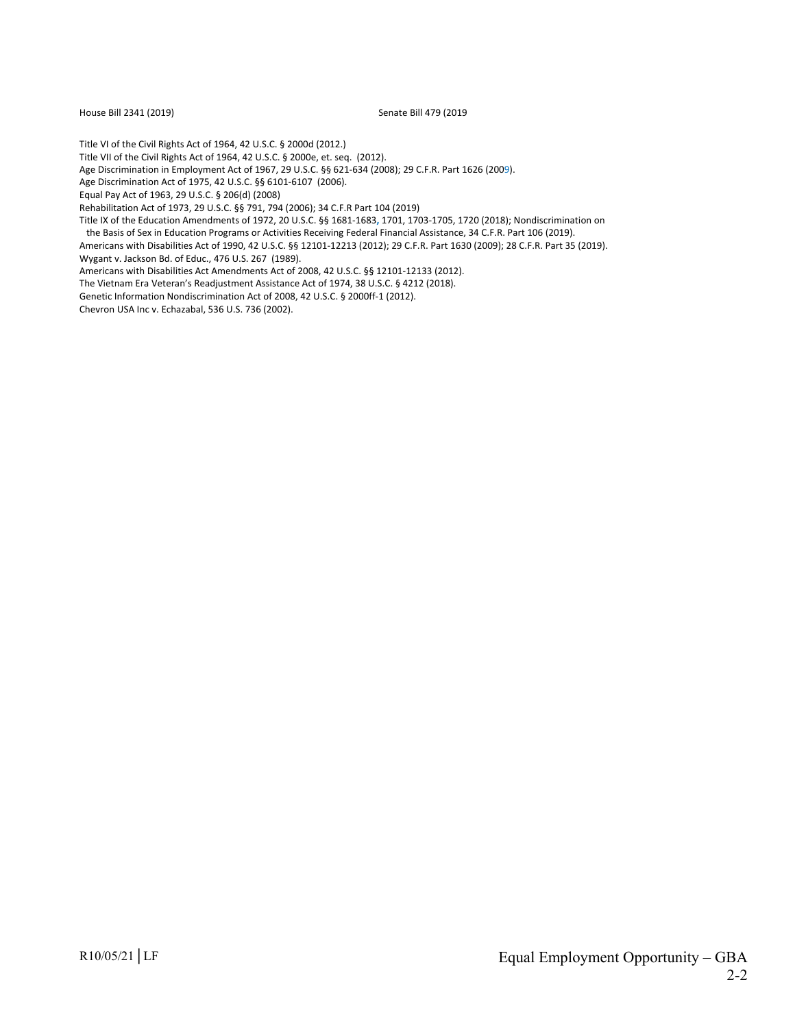House Bill 2341 (2019) Senate Bill 479 (2019

Title VI of the Civil Rights Act of 1964, 42 U.S.C. § 2000d (2012.)
Title VII of the Civil Rights Act of 1964, 42 U.S.C. § 2000e, et. seq. (2012).
Age Discrimination in Employment Act of 1967, 29 U.S.C. §§ 621-634 (2008); 29 C.F.R. Part 1626 (2009).
Age Discrimination Act of 1975, 42 U.S.C. §§ 6101-6107 (2006).
Equal Pay Act of 1963, 29 U.S.C. § 206(d) (2008)
Rehabilitation Act of 1973, 29 U.S.C. §§ 791, 794 (2006); 34 C.F.R Part 104 (2019)
Title IX of the Education Amendments of 1972, 20 U.S.C. §§ 1681-1683, 1701, 1703-1705, 1720 (2018); Nondiscrimination on the Basis of Sex in Education Programs or Activities Receiving Federal Financial Assistance, 34 C.F.R. Part 106 (2019).
Americans with Disabilities Act of 1990, 42 U.S.C. §§ 12101-12213 (2012); 29 C.F.R. Part 1630 (2009); 28 C.F.R. Part 35 (2019).
Wygant v. Jackson Bd. of Educ., 476 U.S. 267 (1989).
Americans with Disabilities Act Amendments Act of 2008, 42 U.S.C. §§ 12101-12133 (2012).
The Vietnam Era Veteran's Readjustment Assistance Act of 1974, 38 U.S.C. § 4212 (2018).
Genetic Information Nondiscrimination Act of 2008, 42 U.S.C. § 2000ff-1 (2012).
Chevron USA Inc v. Echazabal, 536 U.S. 736 (2002).